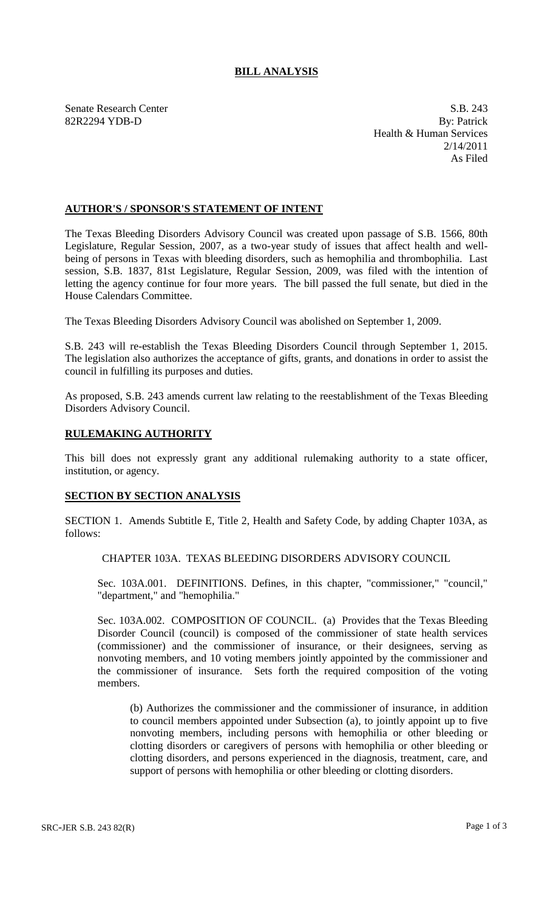# BILL ANALYSIS

Senate Research Center
82R2294 YDB-D

S.B. 243
By: Patrick
Health & Human Services
2/14/2011
As Filed

## AUTHOR'S / SPONSOR'S STATEMENT OF INTENT

The Texas Bleeding Disorders Advisory Council was created upon passage of S.B. 1566, 80th Legislature, Regular Session, 2007, as a two-year study of issues that affect health and well-being of persons in Texas with bleeding disorders, such as hemophilia and thrombophilia. Last session, S.B. 1837, 81st Legislature, Regular Session, 2009, was filed with the intention of letting the agency continue for four more years. The bill passed the full senate, but died in the House Calendars Committee.

The Texas Bleeding Disorders Advisory Council was abolished on September 1, 2009.

S.B. 243 will re-establish the Texas Bleeding Disorders Council through September 1, 2015. The legislation also authorizes the acceptance of gifts, grants, and donations in order to assist the council in fulfilling its purposes and duties.

As proposed, S.B. 243 amends current law relating to the reestablishment of the Texas Bleeding Disorders Advisory Council.

## RULEMAKING AUTHORITY

This bill does not expressly grant any additional rulemaking authority to a state officer, institution, or agency.

## SECTION BY SECTION ANALYSIS

SECTION 1. Amends Subtitle E, Title 2, Health and Safety Code, by adding Chapter 103A, as follows:

CHAPTER 103A. TEXAS BLEEDING DISORDERS ADVISORY COUNCIL

Sec. 103A.001. DEFINITIONS. Defines, in this chapter, "commissioner," "council," "department," and "hemophilia."

Sec. 103A.002. COMPOSITION OF COUNCIL. (a) Provides that the Texas Bleeding Disorder Council (council) is composed of the commissioner of state health services (commissioner) and the commissioner of insurance, or their designees, serving as nonvoting members, and 10 voting members jointly appointed by the commissioner and the commissioner of insurance. Sets forth the required composition of the voting members.

(b) Authorizes the commissioner and the commissioner of insurance, in addition to council members appointed under Subsection (a), to jointly appoint up to five nonvoting members, including persons with hemophilia or other bleeding or clotting disorders or caregivers of persons with hemophilia or other bleeding or clotting disorders, and persons experienced in the diagnosis, treatment, care, and support of persons with hemophilia or other bleeding or clotting disorders.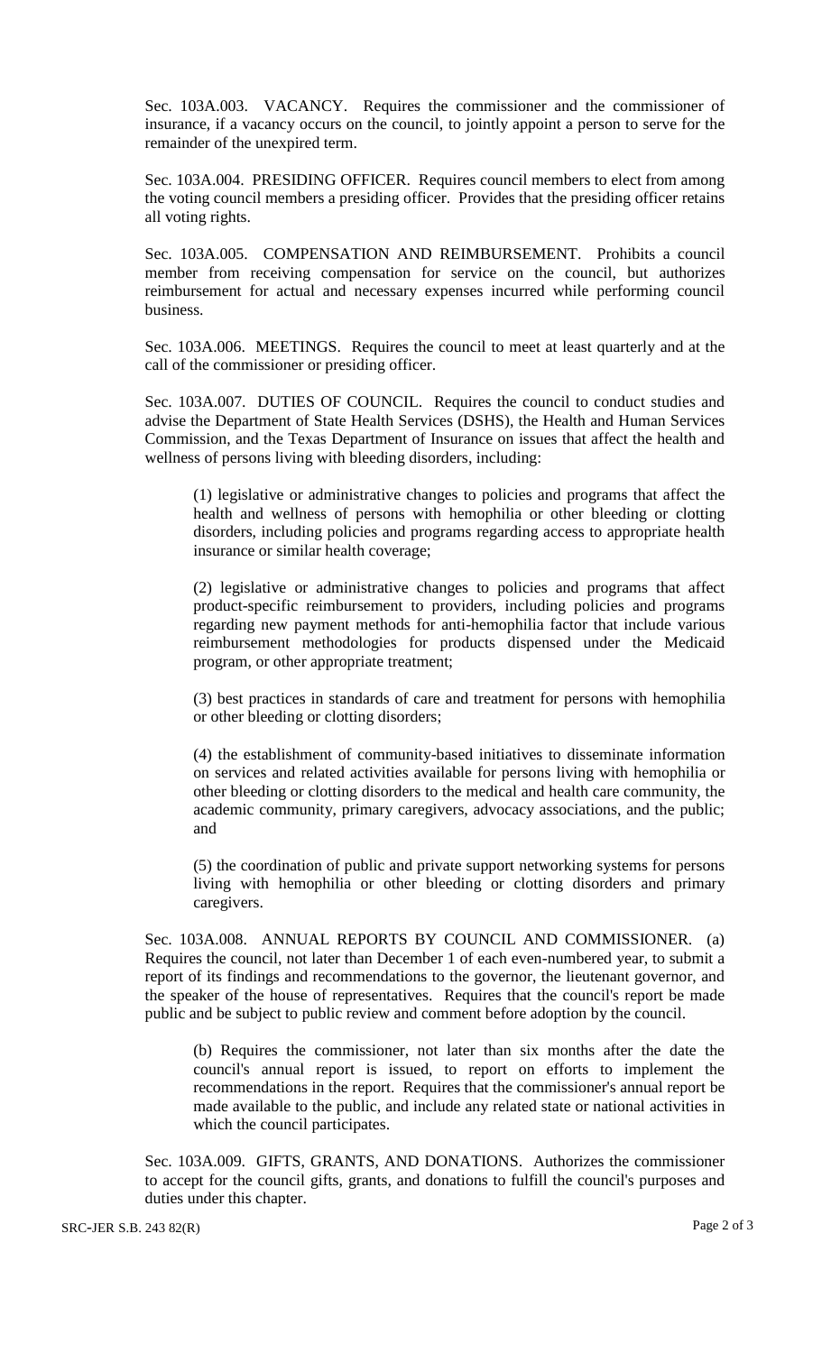Sec. 103A.003. VACANCY. Requires the commissioner and the commissioner of insurance, if a vacancy occurs on the council, to jointly appoint a person to serve for the remainder of the unexpired term.

Sec. 103A.004. PRESIDING OFFICER. Requires council members to elect from among the voting council members a presiding officer. Provides that the presiding officer retains all voting rights.

Sec. 103A.005. COMPENSATION AND REIMBURSEMENT. Prohibits a council member from receiving compensation for service on the council, but authorizes reimbursement for actual and necessary expenses incurred while performing council business.

Sec. 103A.006. MEETINGS. Requires the council to meet at least quarterly and at the call of the commissioner or presiding officer.

Sec. 103A.007. DUTIES OF COUNCIL. Requires the council to conduct studies and advise the Department of State Health Services (DSHS), the Health and Human Services Commission, and the Texas Department of Insurance on issues that affect the health and wellness of persons living with bleeding disorders, including:

(1) legislative or administrative changes to policies and programs that affect the health and wellness of persons with hemophilia or other bleeding or clotting disorders, including policies and programs regarding access to appropriate health insurance or similar health coverage;

(2) legislative or administrative changes to policies and programs that affect product-specific reimbursement to providers, including policies and programs regarding new payment methods for anti-hemophilia factor that include various reimbursement methodologies for products dispensed under the Medicaid program, or other appropriate treatment;

(3) best practices in standards of care and treatment for persons with hemophilia or other bleeding or clotting disorders;

(4) the establishment of community-based initiatives to disseminate information on services and related activities available for persons living with hemophilia or other bleeding or clotting disorders to the medical and health care community, the academic community, primary caregivers, advocacy associations, and the public; and

(5) the coordination of public and private support networking systems for persons living with hemophilia or other bleeding or clotting disorders and primary caregivers.

Sec. 103A.008. ANNUAL REPORTS BY COUNCIL AND COMMISSIONER. (a) Requires the council, not later than December 1 of each even-numbered year, to submit a report of its findings and recommendations to the governor, the lieutenant governor, and the speaker of the house of representatives. Requires that the council's report be made public and be subject to public review and comment before adoption by the council.

(b) Requires the commissioner, not later than six months after the date the council's annual report is issued, to report on efforts to implement the recommendations in the report. Requires that the commissioner's annual report be made available to the public, and include any related state or national activities in which the council participates.

Sec. 103A.009. GIFTS, GRANTS, AND DONATIONS. Authorizes the commissioner to accept for the council gifts, grants, and donations to fulfill the council's purposes and duties under this chapter.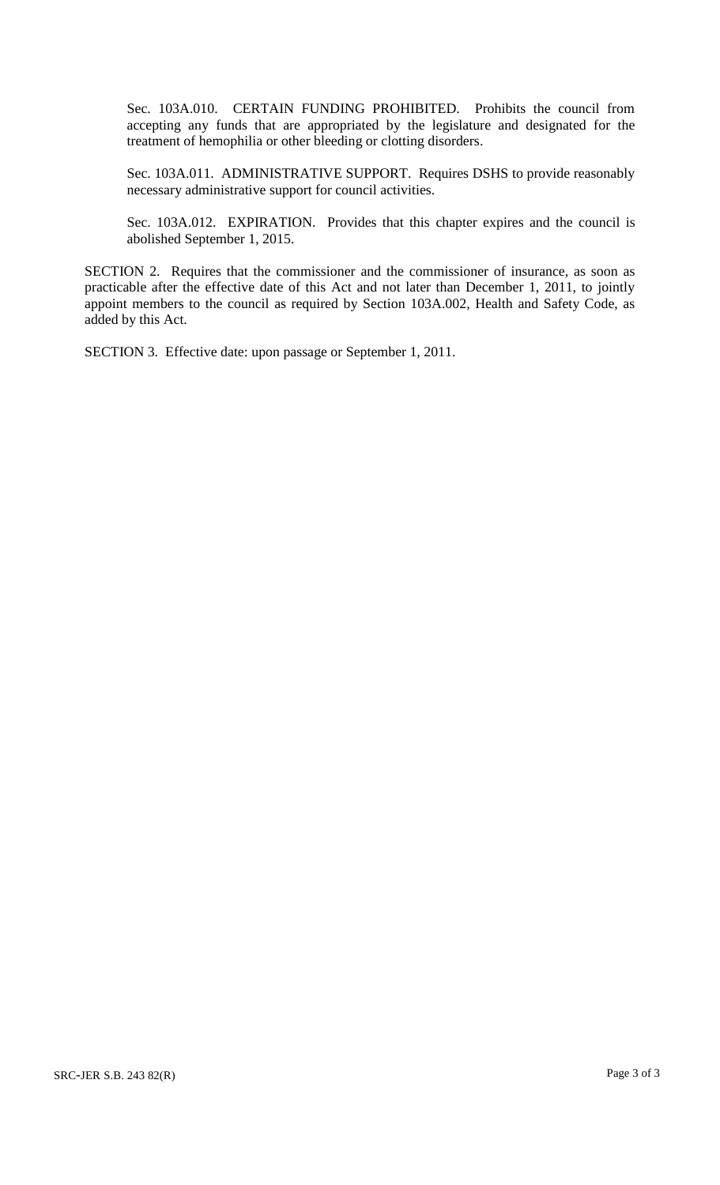Sec. 103A.010. CERTAIN FUNDING PROHIBITED. Prohibits the council from accepting any funds that are appropriated by the legislature and designated for the treatment of hemophilia or other bleeding or clotting disorders.

Sec. 103A.011. ADMINISTRATIVE SUPPORT. Requires DSHS to provide reasonably necessary administrative support for council activities.

Sec. 103A.012. EXPIRATION. Provides that this chapter expires and the council is abolished September 1, 2015.

SECTION 2. Requires that the commissioner and the commissioner of insurance, as soon as practicable after the effective date of this Act and not later than December 1, 2011, to jointly appoint members to the council as required by Section 103A.002, Health and Safety Code, as added by this Act.

SECTION 3. Effective date: upon passage or September 1, 2011.